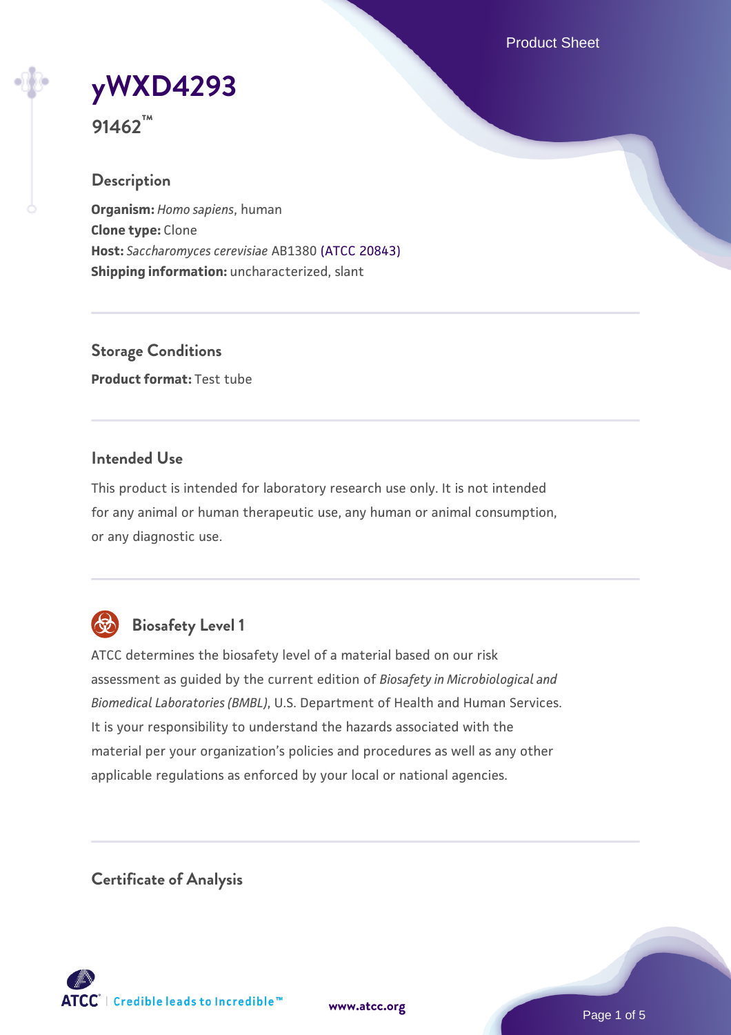# yWXD4293

**91462™**

## Description

**Organism:** *Homo sapiens*, human
**Clone type:** Clone
**Host:** *Saccharomyces cerevisiae* AB1380 (ATCC 20843)
**Shipping information:** uncharacterized, slant

## Storage Conditions

**Product format:** Test tube

## Intended Use

This product is intended for laboratory research use only. It is not intended for any animal or human therapeutic use, any human or animal consumption, or any diagnostic use.

## Biosafety Level 1

ATCC determines the biosafety level of a material based on our risk assessment as guided by the current edition of *Biosafety in Microbiological and Biomedical Laboratories (BMBL)*, U.S. Department of Health and Human Services. It is your responsibility to understand the hazards associated with the material per your organization's policies and procedures as well as any other applicable regulations as enforced by your local or national agencies.

## Certificate of Analysis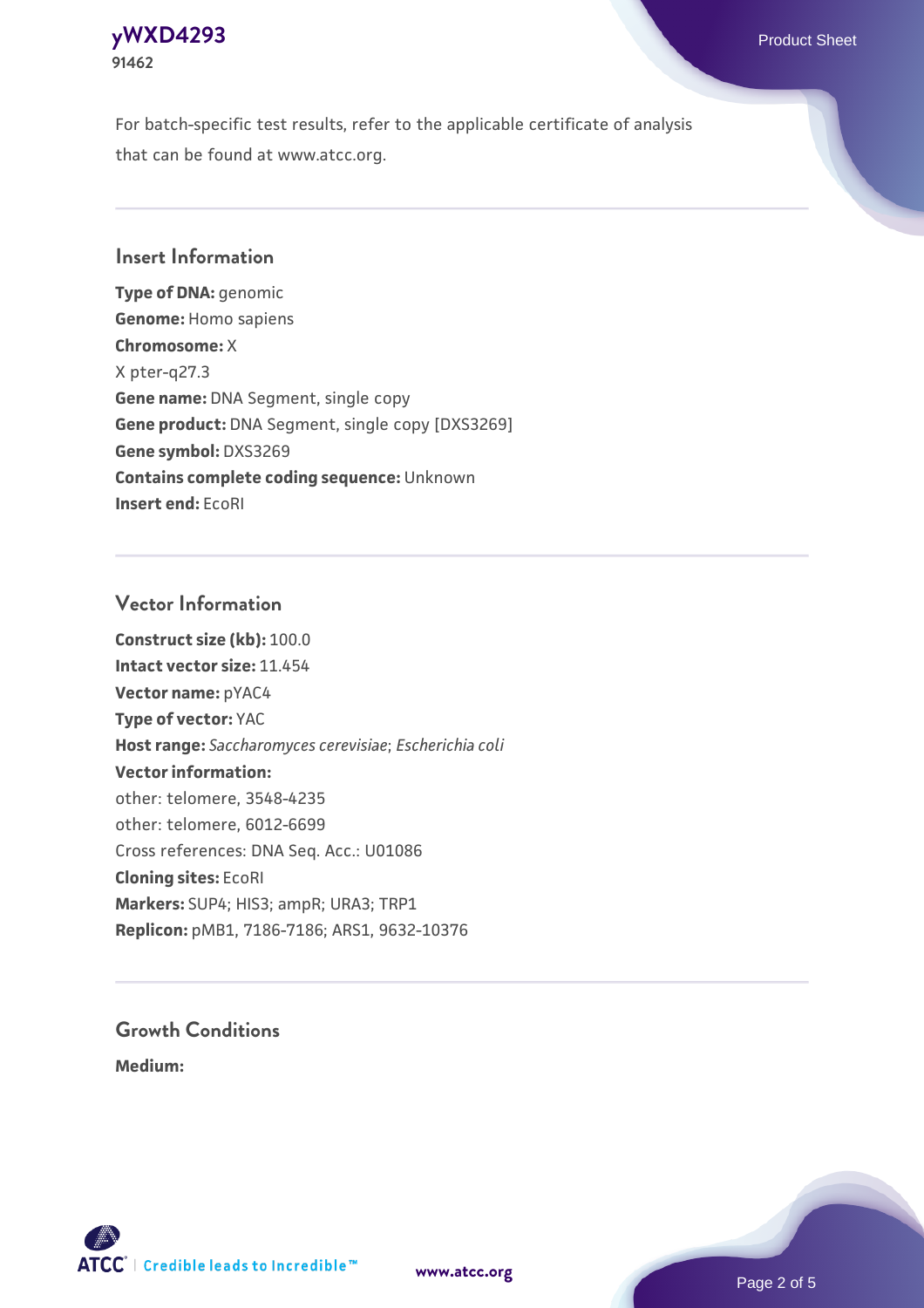For batch-specific test results, refer to the applicable certificate of analysis that can be found at www.atcc.org.

## Insert Information

**Type of DNA:** genomic
**Genome:** Homo sapiens
**Chromosome:** X
X pter-q27.3
**Gene name:** DNA Segment, single copy
**Gene product:** DNA Segment, single copy [DXS3269]
**Gene symbol:** DXS3269
**Contains complete coding sequence:** Unknown
**Insert end:** EcoRI

## Vector Information

**Construct size (kb):** 100.0
**Intact vector size:** 11.454
**Vector name:** pYAC4
**Type of vector:** YAC
**Host range:** *Saccharomyces cerevisiae*; *Escherichia coli*
**Vector information:**
other: telomere, 3548-4235
other: telomere, 6012-6699
Cross references: DNA Seq. Acc.: U01086
**Cloning sites:** EcoRI
**Markers:** SUP4; HIS3; ampR; URA3; TRP1
**Replicon:** pMB1, 7186-7186; ARS1, 9632-10376

## Growth Conditions

**Medium:**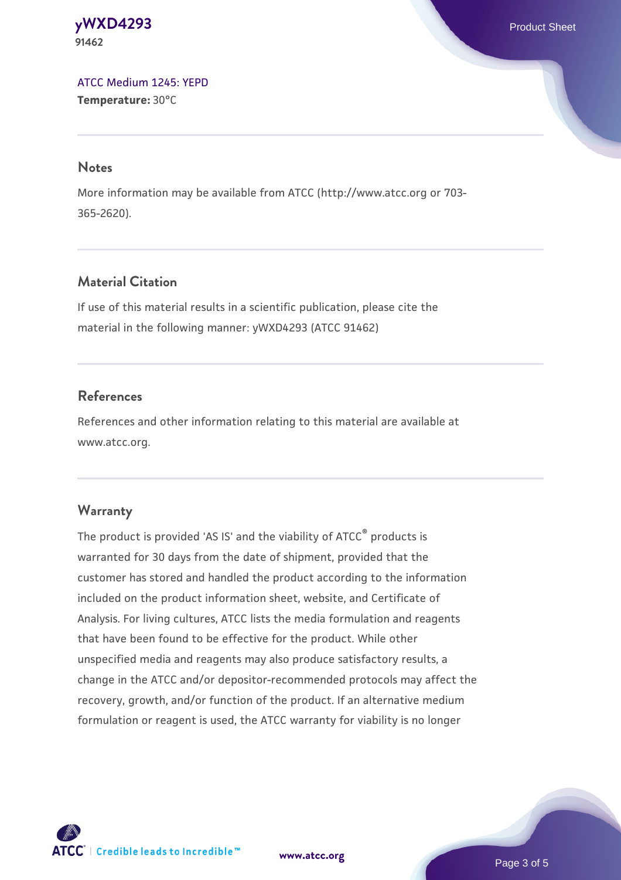ATCC Medium 1245: YEPD
**Temperature:** 30°C

## Notes

More information may be available from ATCC (http://www.atcc.org or 703-365-2620).

## Material Citation

If use of this material results in a scientific publication, please cite the material in the following manner: yWXD4293 (ATCC 91462)

## References

References and other information relating to this material are available at www.atcc.org.

## Warranty

The product is provided 'AS IS' and the viability of ATCC® products is warranted for 30 days from the date of shipment, provided that the customer has stored and handled the product according to the information included on the product information sheet, website, and Certificate of Analysis. For living cultures, ATCC lists the media formulation and reagents that have been found to be effective for the product. While other unspecified media and reagents may also produce satisfactory results, a change in the ATCC and/or depositor-recommended protocols may affect the recovery, growth, and/or function of the product. If an alternative medium formulation or reagent is used, the ATCC warranty for viability is no longer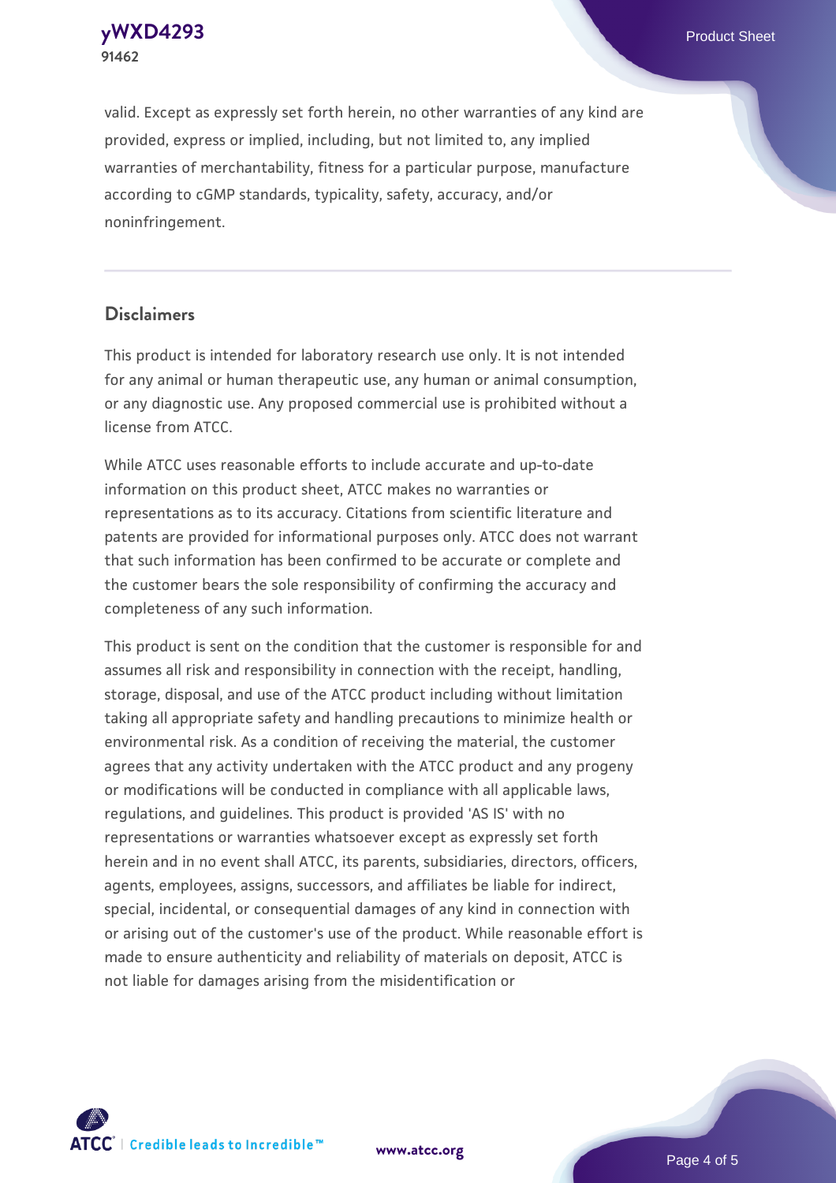valid. Except as expressly set forth herein, no other warranties of any kind are provided, express or implied, including, but not limited to, any implied warranties of merchantability, fitness for a particular purpose, manufacture according to cGMP standards, typicality, safety, accuracy, and/or noninfringement.

## Disclaimers

This product is intended for laboratory research use only. It is not intended for any animal or human therapeutic use, any human or animal consumption, or any diagnostic use. Any proposed commercial use is prohibited without a license from ATCC.

While ATCC uses reasonable efforts to include accurate and up-to-date information on this product sheet, ATCC makes no warranties or representations as to its accuracy. Citations from scientific literature and patents are provided for informational purposes only. ATCC does not warrant that such information has been confirmed to be accurate or complete and the customer bears the sole responsibility of confirming the accuracy and completeness of any such information.

This product is sent on the condition that the customer is responsible for and assumes all risk and responsibility in connection with the receipt, handling, storage, disposal, and use of the ATCC product including without limitation taking all appropriate safety and handling precautions to minimize health or environmental risk. As a condition of receiving the material, the customer agrees that any activity undertaken with the ATCC product and any progeny or modifications will be conducted in compliance with all applicable laws, regulations, and guidelines. This product is provided 'AS IS' with no representations or warranties whatsoever except as expressly set forth herein and in no event shall ATCC, its parents, subsidiaries, directors, officers, agents, employees, assigns, successors, and affiliates be liable for indirect, special, incidental, or consequential damages of any kind in connection with or arising out of the customer's use of the product. While reasonable effort is made to ensure authenticity and reliability of materials on deposit, ATCC is not liable for damages arising from the misidentification or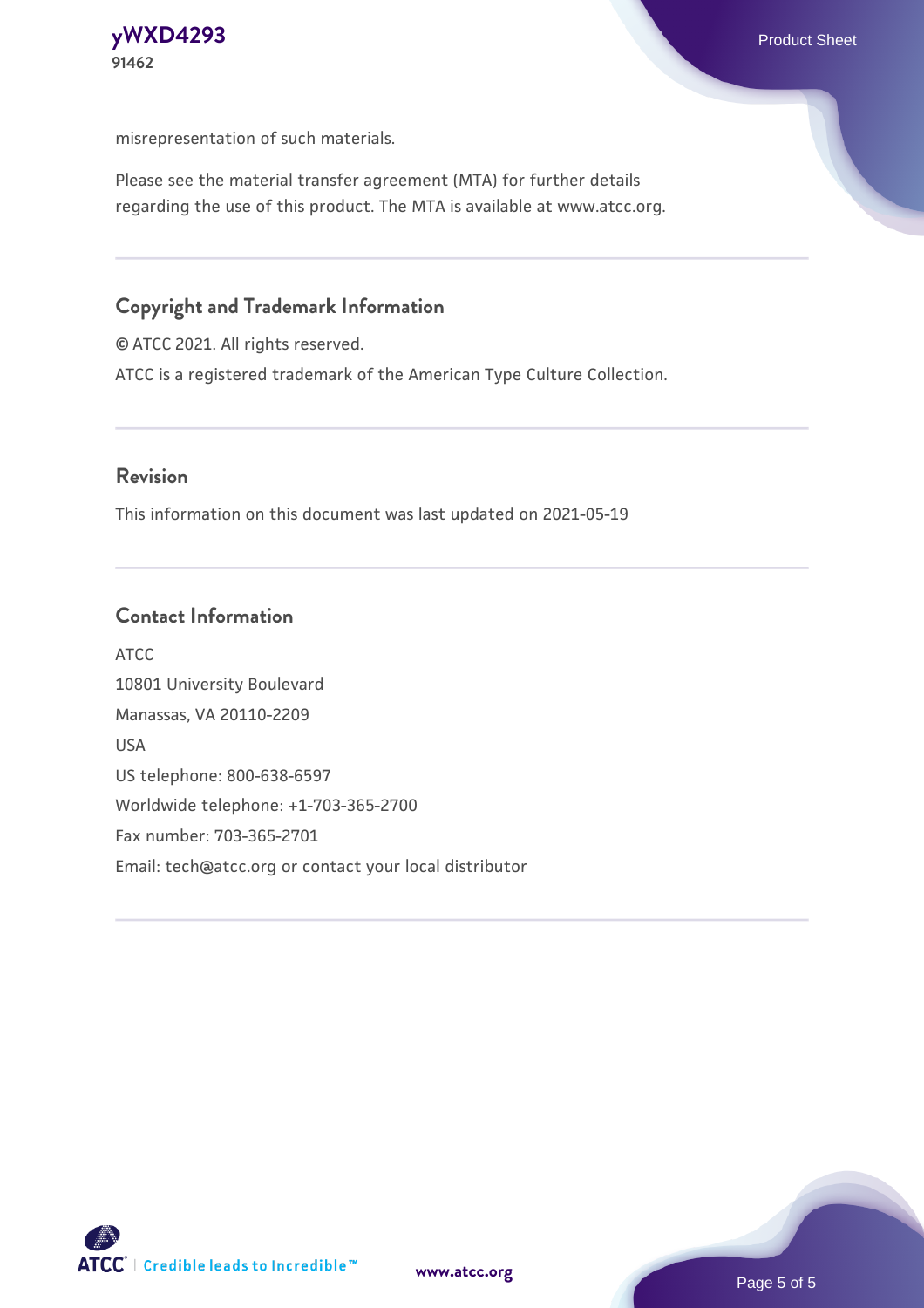misrepresentation of such materials.

Please see the material transfer agreement (MTA) for further details regarding the use of this product. The MTA is available at www.atcc.org.

## Copyright and Trademark Information

© ATCC 2021. All rights reserved.

ATCC is a registered trademark of the American Type Culture Collection.

## Revision

This information on this document was last updated on 2021-05-19

## Contact Information

ATCC
10801 University Boulevard
Manassas, VA 20110-2209
USA
US telephone: 800-638-6597
Worldwide telephone: +1-703-365-2700
Fax number: 703-365-2701
Email: tech@atcc.org or contact your local distributor